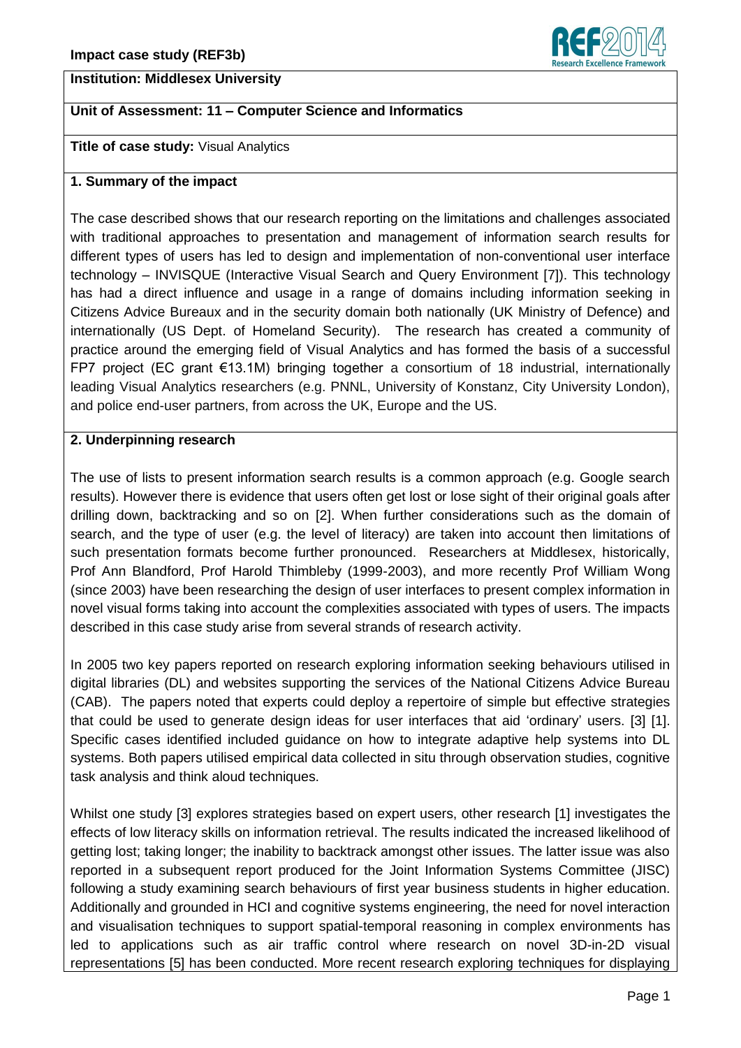**Impact case study (REF3b)**

**Institution: Middlesex University**

**Unit of Assessment: 11 – Computer Science and Informatics**

**Title of case study:** Visual Analytics

## 1. Summary of the impact

The case described shows that our research reporting on the limitations and challenges associated with traditional approaches to presentation and management of information search results for different types of users has led to design and implementation of non-conventional user interface technology – INVISQUE (Interactive Visual Search and Query Environment [7]). This technology has had a direct influence and usage in a range of domains including information seeking in Citizens Advice Bureaux and in the security domain both nationally (UK Ministry of Defence) and internationally (US Dept. of Homeland Security). The research has created a community of practice around the emerging field of Visual Analytics and has formed the basis of a successful FP7 project (EC grant €13.1M) bringing together a consortium of 18 industrial, internationally leading Visual Analytics researchers (e.g. PNNL, University of Konstanz, City University London), and police end-user partners, from across the UK, Europe and the US.

## 2. Underpinning research

The use of lists to present information search results is a common approach (e.g. Google search results). However there is evidence that users often get lost or lose sight of their original goals after drilling down, backtracking and so on [2]. When further considerations such as the domain of search, and the type of user (e.g. the level of literacy) are taken into account then limitations of such presentation formats become further pronounced. Researchers at Middlesex, historically, Prof Ann Blandford, Prof Harold Thimbleby (1999-2003), and more recently Prof William Wong (since 2003) have been researching the design of user interfaces to present complex information in novel visual forms taking into account the complexities associated with types of users. The impacts described in this case study arise from several strands of research activity.

In 2005 two key papers reported on research exploring information seeking behaviours utilised in digital libraries (DL) and websites supporting the services of the National Citizens Advice Bureau (CAB). The papers noted that experts could deploy a repertoire of simple but effective strategies that could be used to generate design ideas for user interfaces that aid 'ordinary' users. [3] [1]. Specific cases identified included guidance on how to integrate adaptive help systems into DL systems. Both papers utilised empirical data collected in situ through observation studies, cognitive task analysis and think aloud techniques.

Whilst one study [3] explores strategies based on expert users, other research [1] investigates the effects of low literacy skills on information retrieval. The results indicated the increased likelihood of getting lost; taking longer; the inability to backtrack amongst other issues. The latter issue was also reported in a subsequent report produced for the Joint Information Systems Committee (JISC) following a study examining search behaviours of first year business students in higher education. Additionally and grounded in HCI and cognitive systems engineering, the need for novel interaction and visualisation techniques to support spatial-temporal reasoning in complex environments has led to applications such as air traffic control where research on novel 3D-in-2D visual representations [5] has been conducted. More recent research exploring techniques for displaying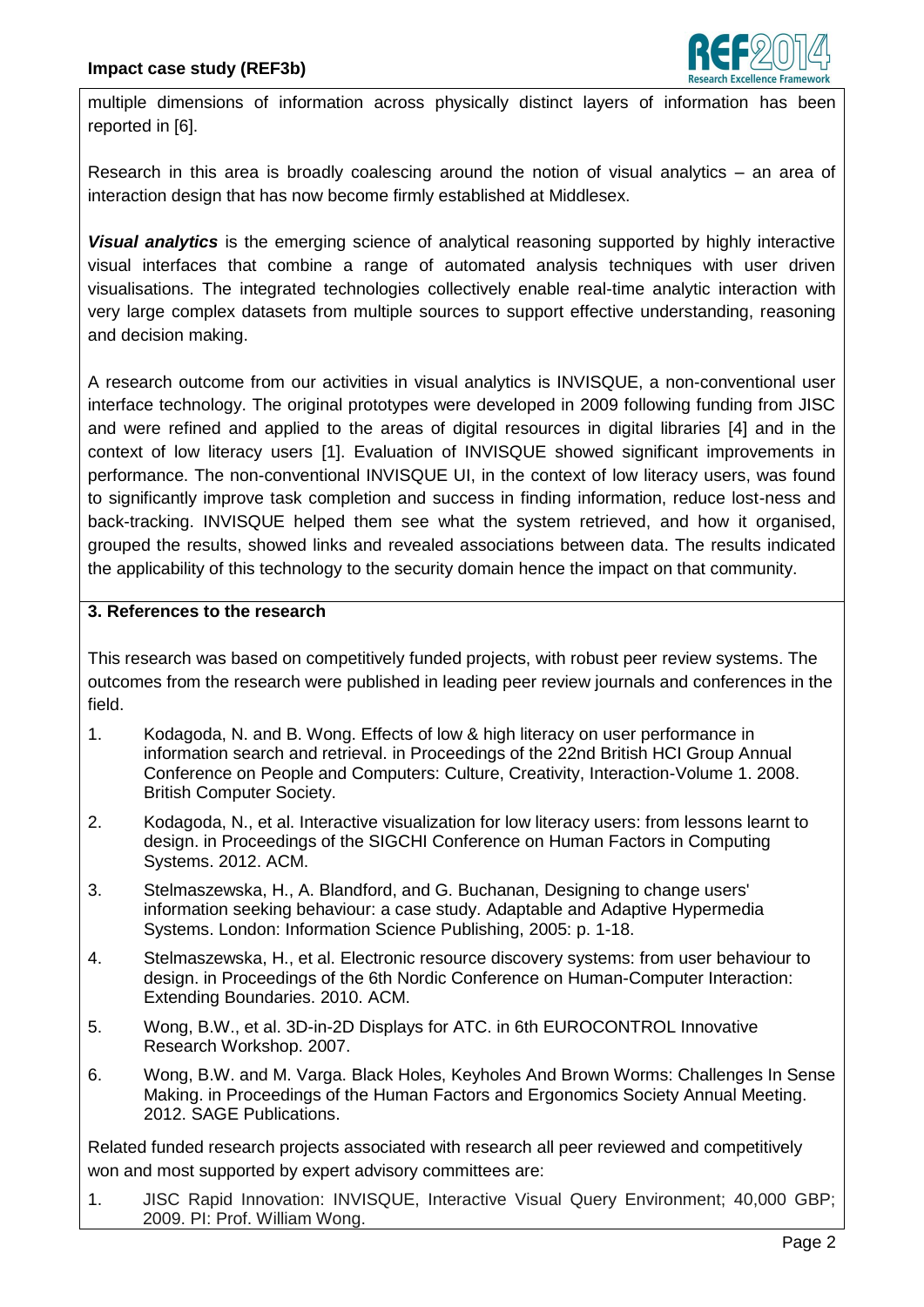multiple dimensions of information across physically distinct layers of information has been reported in [6].

Research in this area is broadly coalescing around the notion of visual analytics – an area of interaction design that has now become firmly established at Middlesex.

***Visual analytics*** is the emerging science of analytical reasoning supported by highly interactive visual interfaces that combine a range of automated analysis techniques with user driven visualisations. The integrated technologies collectively enable real-time analytic interaction with very large complex datasets from multiple sources to support effective understanding, reasoning and decision making.

A research outcome from our activities in visual analytics is INVISQUE, a non-conventional user interface technology. The original prototypes were developed in 2009 following funding from JISC and were refined and applied to the areas of digital resources in digital libraries [4] and in the context of low literacy users [1]. Evaluation of INVISQUE showed significant improvements in performance. The non-conventional INVISQUE UI, in the context of low literacy users, was found to significantly improve task completion and success in finding information, reduce lost-ness and back-tracking. INVISQUE helped them see what the system retrieved, and how it organised, grouped the results, showed links and revealed associations between data. The results indicated the applicability of this technology to the security domain hence the impact on that community.

## 3. References to the research

This research was based on competitively funded projects, with robust peer review systems. The outcomes from the research were published in leading peer review journals and conferences in the field.

1. Kodagoda, N. and B. Wong. Effects of low & high literacy on user performance in information search and retrieval. in Proceedings of the 22nd British HCI Group Annual Conference on People and Computers: Culture, Creativity, Interaction-Volume 1. 2008. British Computer Society.
2. Kodagoda, N., et al. Interactive visualization for low literacy users: from lessons learnt to design. in Proceedings of the SIGCHI Conference on Human Factors in Computing Systems. 2012. ACM.
3. Stelmaszewska, H., A. Blandford, and G. Buchanan, Designing to change users' information seeking behaviour: a case study. Adaptable and Adaptive Hypermedia Systems. London: Information Science Publishing, 2005: p. 1-18.
4. Stelmaszewska, H., et al. Electronic resource discovery systems: from user behaviour to design. in Proceedings of the 6th Nordic Conference on Human-Computer Interaction: Extending Boundaries. 2010. ACM.
5. Wong, B.W., et al. 3D-in-2D Displays for ATC. in 6th EUROCONTROL Innovative Research Workshop. 2007.
6. Wong, B.W. and M. Varga. Black Holes, Keyholes And Brown Worms: Challenges In Sense Making. in Proceedings of the Human Factors and Ergonomics Society Annual Meeting. 2012. SAGE Publications.

Related funded research projects associated with research all peer reviewed and competitively won and most supported by expert advisory committees are:

1. JISC Rapid Innovation: INVISQUE, Interactive Visual Query Environment; 40,000 GBP; 2009. PI: Prof. William Wong.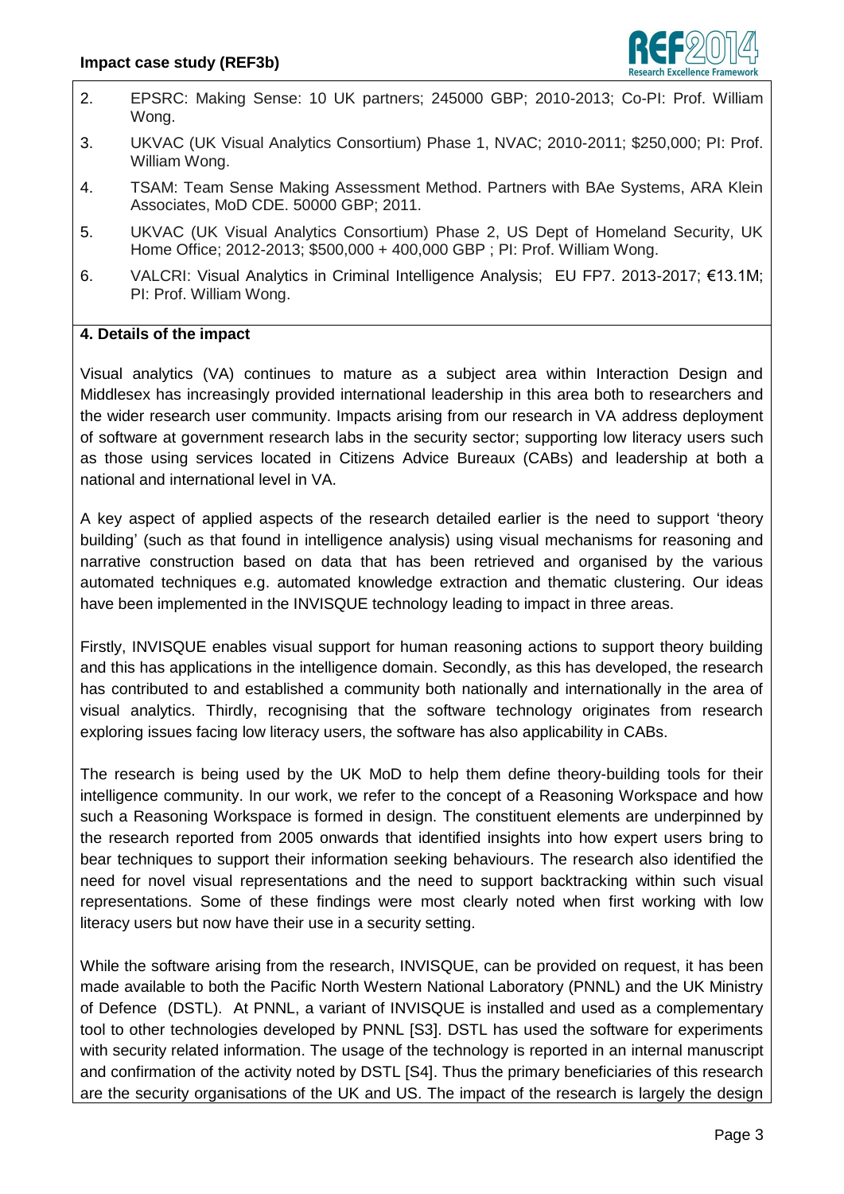2. EPSRC: Making Sense: 10 UK partners; 245000 GBP; 2010-2013; Co-PI: Prof. William Wong.
3. UKVAC (UK Visual Analytics Consortium) Phase 1, NVAC; 2010-2011; $250,000; PI: Prof. William Wong.
4. TSAM: Team Sense Making Assessment Method. Partners with BAe Systems, ARA Klein Associates, MoD CDE. 50000 GBP; 2011.
5. UKVAC (UK Visual Analytics Consortium) Phase 2, US Dept of Homeland Security, UK Home Office; 2012-2013; $500,000 + 400,000 GBP ; PI: Prof. William Wong.
6. VALCRI: Visual Analytics in Criminal Intelligence Analysis; EU FP7. 2013-2017; €13.1M; PI: Prof. William Wong.

## 4. Details of the impact

Visual analytics (VA) continues to mature as a subject area within Interaction Design and Middlesex has increasingly provided international leadership in this area both to researchers and the wider research user community. Impacts arising from our research in VA address deployment of software at government research labs in the security sector; supporting low literacy users such as those using services located in Citizens Advice Bureaux (CABs) and leadership at both a national and international level in VA.

A key aspect of applied aspects of the research detailed earlier is the need to support 'theory building' (such as that found in intelligence analysis) using visual mechanisms for reasoning and narrative construction based on data that has been retrieved and organised by the various automated techniques e.g. automated knowledge extraction and thematic clustering. Our ideas have been implemented in the INVISQUE technology leading to impact in three areas.

Firstly, INVISQUE enables visual support for human reasoning actions to support theory building and this has applications in the intelligence domain. Secondly, as this has developed, the research has contributed to and established a community both nationally and internationally in the area of visual analytics. Thirdly, recognising that the software technology originates from research exploring issues facing low literacy users, the software has also applicability in CABs.

The research is being used by the UK MoD to help them define theory-building tools for their intelligence community. In our work, we refer to the concept of a Reasoning Workspace and how such a Reasoning Workspace is formed in design. The constituent elements are underpinned by the research reported from 2005 onwards that identified insights into how expert users bring to bear techniques to support their information seeking behaviours. The research also identified the need for novel visual representations and the need to support backtracking within such visual representations. Some of these findings were most clearly noted when first working with low literacy users but now have their use in a security setting.

While the software arising from the research, INVISQUE, can be provided on request, it has been made available to both the Pacific North Western National Laboratory (PNNL) and the UK Ministry of Defence (DSTL). At PNNL, a variant of INVISQUE is installed and used as a complementary tool to other technologies developed by PNNL [S3]. DSTL has used the software for experiments with security related information. The usage of the technology is reported in an internal manuscript and confirmation of the activity noted by DSTL [S4]. Thus the primary beneficiaries of this research are the security organisations of the UK and US. The impact of the research is largely the design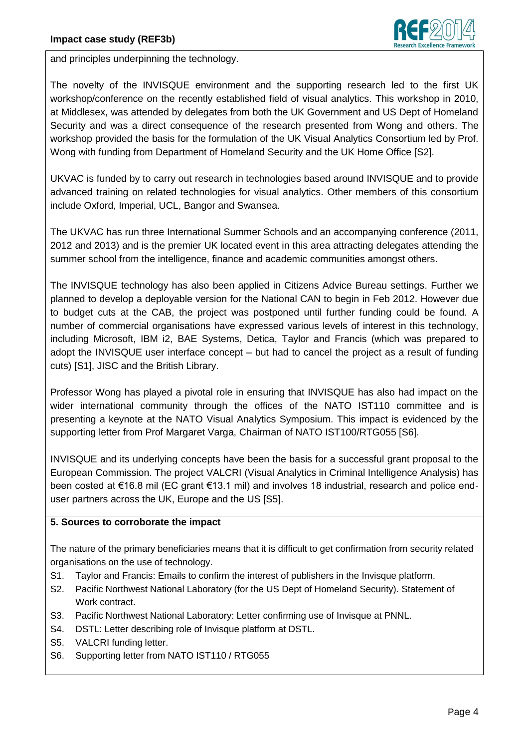and principles underpinning the technology.

The novelty of the INVISQUE environment and the supporting research led to the first UK workshop/conference on the recently established field of visual analytics. This workshop in 2010, at Middlesex, was attended by delegates from both the UK Government and US Dept of Homeland Security and was a direct consequence of the research presented from Wong and others. The workshop provided the basis for the formulation of the UK Visual Analytics Consortium led by Prof. Wong with funding from Department of Homeland Security and the UK Home Office [S2].

UKVAC is funded by to carry out research in technologies based around INVISQUE and to provide advanced training on related technologies for visual analytics. Other members of this consortium include Oxford, Imperial, UCL, Bangor and Swansea.

The UKVAC has run three International Summer Schools and an accompanying conference (2011, 2012 and 2013) and is the premier UK located event in this area attracting delegates attending the summer school from the intelligence, finance and academic communities amongst others.

The INVISQUE technology has also been applied in Citizens Advice Bureau settings. Further we planned to develop a deployable version for the National CAN to begin in Feb 2012. However due to budget cuts at the CAB, the project was postponed until further funding could be found. A number of commercial organisations have expressed various levels of interest in this technology, including Microsoft, IBM i2, BAE Systems, Detica, Taylor and Francis (which was prepared to adopt the INVISQUE user interface concept – but had to cancel the project as a result of funding cuts) [S1], JISC and the British Library.

Professor Wong has played a pivotal role in ensuring that INVISQUE has also had impact on the wider international community through the offices of the NATO IST110 committee and is presenting a keynote at the NATO Visual Analytics Symposium. This impact is evidenced by the supporting letter from Prof Margaret Varga, Chairman of NATO IST100/RTG055 [S6].

INVISQUE and its underlying concepts have been the basis for a successful grant proposal to the European Commission. The project VALCRI (Visual Analytics in Criminal Intelligence Analysis) has been costed at €16.8 mil (EC grant €13.1 mil) and involves 18 industrial, research and police end-user partners across the UK, Europe and the US [S5].

## 5. Sources to corroborate the impact

The nature of the primary beneficiaries means that it is difficult to get confirmation from security related organisations on the use of technology.

- S1. Taylor and Francis: Emails to confirm the interest of publishers in the Invisque platform.
- S2. Pacific Northwest National Laboratory (for the US Dept of Homeland Security). Statement of Work contract.
- S3. Pacific Northwest National Laboratory: Letter confirming use of Invisque at PNNL.
- S4. DSTL: Letter describing role of Invisque platform at DSTL.
- S5. VALCRI funding letter.
- S6. Supporting letter from NATO IST110 / RTG055